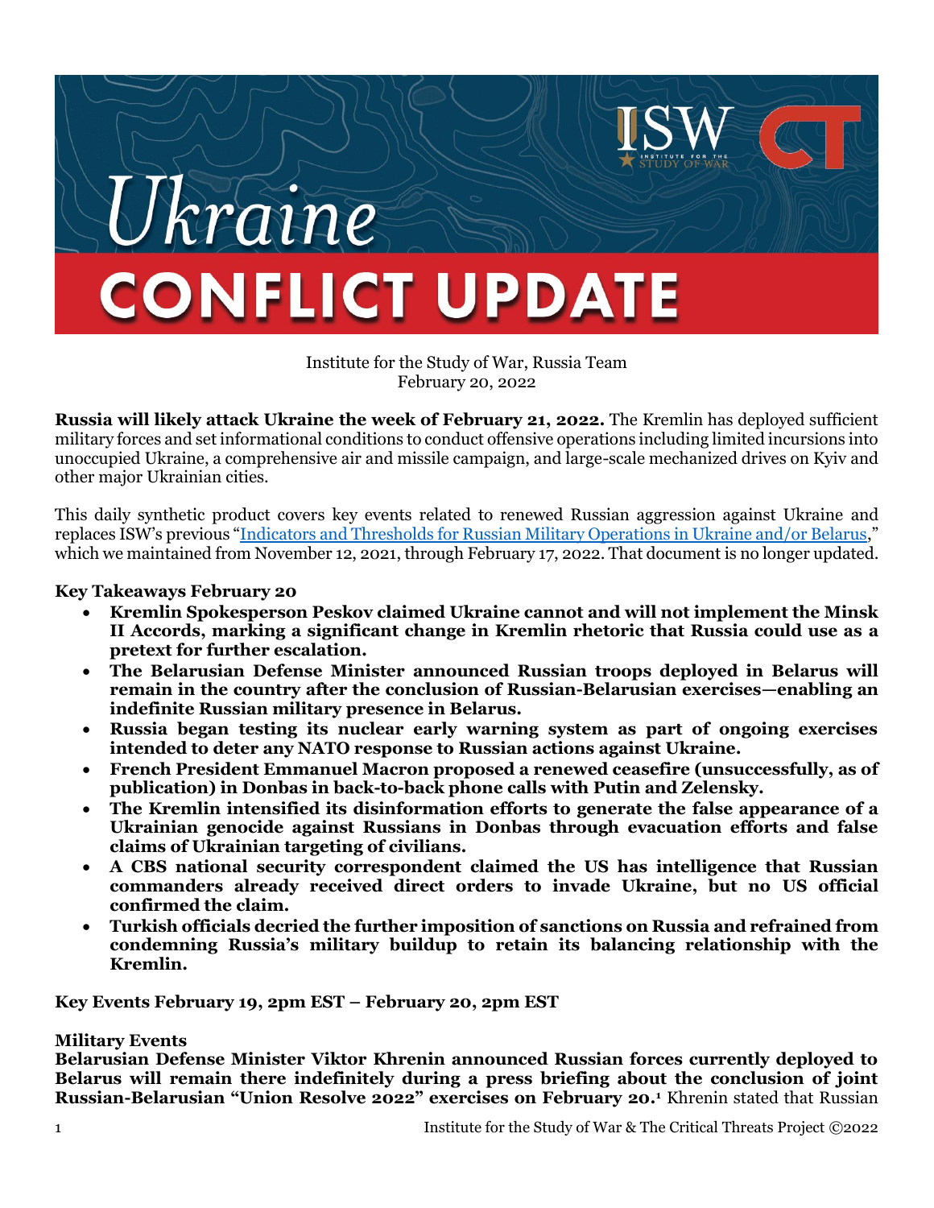# Ukraine CONFLICT UPDATE

Institute for the Study of War, Russia Team
February 20, 2022

**Russia will likely attack Ukraine the week of February 21, 2022.** The Kremlin has deployed sufficient military forces and set informational conditions to conduct offensive operations including limited incursions into unoccupied Ukraine, a comprehensive air and missile campaign, and large-scale mechanized drives on Kyiv and other major Ukrainian cities.

This daily synthetic product covers key events related to renewed Russian aggression against Ukraine and replaces ISW's previous "[Indicators and Thresholds for Russian Military Operations in Ukraine and/or Belarus](#)," which we maintained from November 12, 2021, through February 17, 2022. That document is no longer updated.

**Key Takeaways February 20**

- **Kremlin Spokesperson Peskov claimed Ukraine cannot and will not implement the Minsk II Accords, marking a significant change in Kremlin rhetoric that Russia could use as a pretext for further escalation.**
- **The Belarusian Defense Minister announced Russian troops deployed in Belarus will remain in the country after the conclusion of Russian-Belarusian exercises—enabling an indefinite Russian military presence in Belarus.**
- **Russia began testing its nuclear early warning system as part of ongoing exercises intended to deter any NATO response to Russian actions against Ukraine.**
- **French President Emmanuel Macron proposed a renewed ceasefire (unsuccessfully, as of publication) in Donbas in back-to-back phone calls with Putin and Zelensky.**
- **The Kremlin intensified its disinformation efforts to generate the false appearance of a Ukrainian genocide against Russians in Donbas through evacuation efforts and false claims of Ukrainian targeting of civilians.**
- **A CBS national security correspondent claimed the US has intelligence that Russian commanders already received direct orders to invade Ukraine, but no US official confirmed the claim.**
- **Turkish officials decried the further imposition of sanctions on Russia and refrained from condemning Russia's military buildup to retain its balancing relationship with the Kremlin.**

**Key Events February 19, 2pm EST – February 20, 2pm EST**

**Military Events**

**Belarusian Defense Minister Viktor Khrenin announced Russian forces currently deployed to Belarus will remain there indefinitely during a press briefing about the conclusion of joint Russian-Belarusian "Union Resolve 2022" exercises on February 20.[1]** Khrenin stated that Russian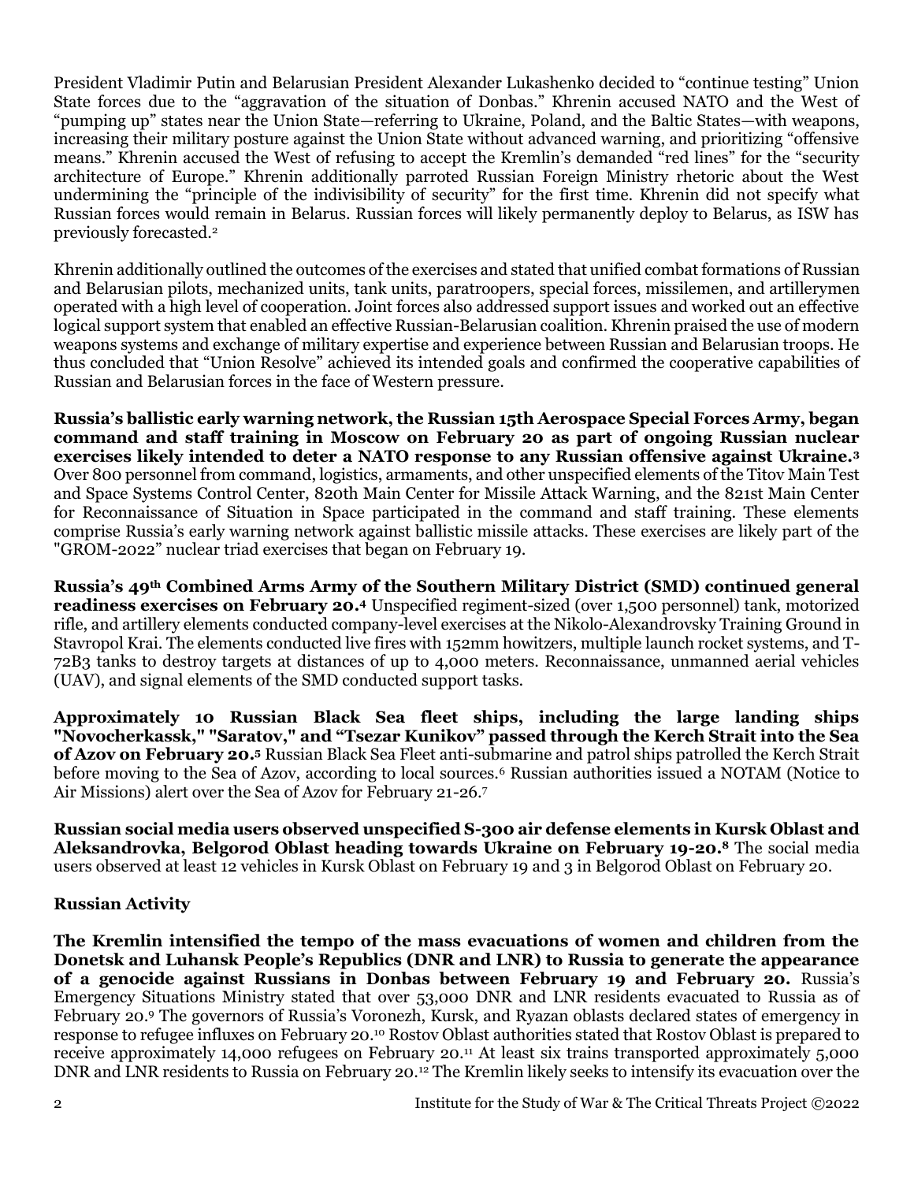President Vladimir Putin and Belarusian President Alexander Lukashenko decided to "continue testing" Union State forces due to the "aggravation of the situation of Donbas." Khrenin accused NATO and the West of "pumping up" states near the Union State—referring to Ukraine, Poland, and the Baltic States—with weapons, increasing their military posture against the Union State without advanced warning, and prioritizing "offensive means." Khrenin accused the West of refusing to accept the Kremlin's demanded "red lines" for the "security architecture of Europe." Khrenin additionally parroted Russian Foreign Ministry rhetoric about the West undermining the "principle of the indivisibility of security" for the first time. Khrenin did not specify what Russian forces would remain in Belarus. Russian forces will likely permanently deploy to Belarus, as ISW has previously forecasted.[2]

Khrenin additionally outlined the outcomes of the exercises and stated that unified combat formations of Russian and Belarusian pilots, mechanized units, tank units, paratroopers, special forces, missilemen, and artillerymen operated with a high level of cooperation. Joint forces also addressed support issues and worked out an effective logical support system that enabled an effective Russian-Belarusian coalition. Khrenin praised the use of modern weapons systems and exchange of military expertise and experience between Russian and Belarusian troops. He thus concluded that "Union Resolve" achieved its intended goals and confirmed the cooperative capabilities of Russian and Belarusian forces in the face of Western pressure.

**Russia's ballistic early warning network, the Russian 15th Aerospace Special Forces Army, began command and staff training in Moscow on February 20 as part of ongoing Russian nuclear exercises likely intended to deter a NATO response to any Russian offensive against Ukraine.[3]** Over 800 personnel from command, logistics, armaments, and other unspecified elements of the Titov Main Test and Space Systems Control Center, 820th Main Center for Missile Attack Warning, and the 821st Main Center for Reconnaissance of Situation in Space participated in the command and staff training. These elements comprise Russia's early warning network against ballistic missile attacks. These exercises are likely part of the "GROM-2022" nuclear triad exercises that began on February 19.

**Russia's 49th Combined Arms Army of the Southern Military District (SMD) continued general readiness exercises on February 20.[4]** Unspecified regiment-sized (over 1,500 personnel) tank, motorized rifle, and artillery elements conducted company-level exercises at the Nikolo-Alexandrovsky Training Ground in Stavropol Krai. The elements conducted live fires with 152mm howitzers, multiple launch rocket systems, and T-72B3 tanks to destroy targets at distances of up to 4,000 meters. Reconnaissance, unmanned aerial vehicles (UAV), and signal elements of the SMD conducted support tasks.

**Approximately 10 Russian Black Sea fleet ships, including the large landing ships "Novocherkassk," "Saratov," and "Tsezar Kunikov" passed through the Kerch Strait into the Sea of Azov on February 20.[5]** Russian Black Sea Fleet anti-submarine and patrol ships patrolled the Kerch Strait before moving to the Sea of Azov, according to local sources.[6] Russian authorities issued a NOTAM (Notice to Air Missions) alert over the Sea of Azov for February 21-26.[7]

**Russian social media users observed unspecified S-300 air defense elements in Kursk Oblast and Aleksandrovka, Belgorod Oblast heading towards Ukraine on February 19-20.[8]** The social media users observed at least 12 vehicles in Kursk Oblast on February 19 and 3 in Belgorod Oblast on February 20.

**Russian Activity**

**The Kremlin intensified the tempo of the mass evacuations of women and children from the Donetsk and Luhansk People's Republics (DNR and LNR) to Russia to generate the appearance of a genocide against Russians in Donbas between February 19 and February 20.** Russia's Emergency Situations Ministry stated that over 53,000 DNR and LNR residents evacuated to Russia as of February 20.[9] The governors of Russia's Voronezh, Kursk, and Ryazan oblasts declared states of emergency in response to refugee influxes on February 20.[10] Rostov Oblast authorities stated that Rostov Oblast is prepared to receive approximately 14,000 refugees on February 20.[11] At least six trains transported approximately 5,000 DNR and LNR residents to Russia on February 20.[12] The Kremlin likely seeks to intensify its evacuation over the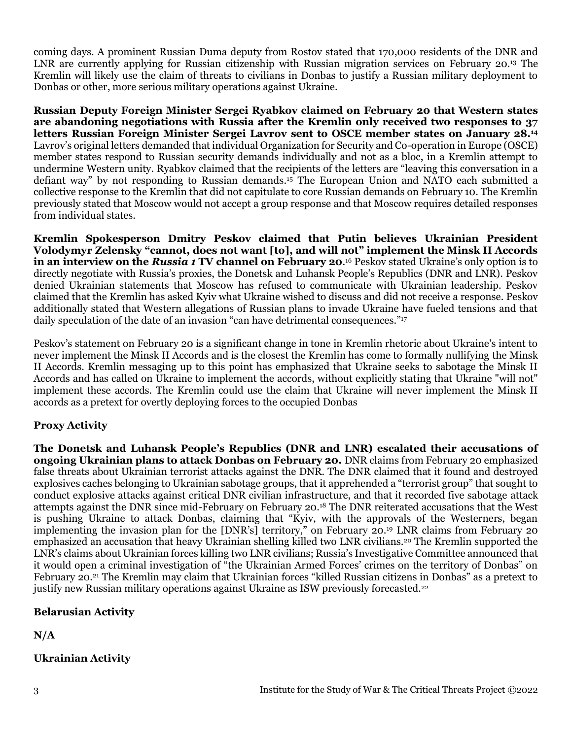coming days. A prominent Russian Duma deputy from Rostov stated that 170,000 residents of the DNR and LNR are currently applying for Russian citizenship with Russian migration services on February 20.[13] The Kremlin will likely use the claim of threats to civilians in Donbas to justify a Russian military deployment to Donbas or other, more serious military operations against Ukraine.

**Russian Deputy Foreign Minister Sergei Ryabkov claimed on February 20 that Western states are abandoning negotiations with Russia after the Kremlin only received two responses to 37 letters Russian Foreign Minister Sergei Lavrov sent to OSCE member states on January 28.[14]** Lavrov's original letters demanded that individual Organization for Security and Co-operation in Europe (OSCE) member states respond to Russian security demands individually and not as a bloc, in a Kremlin attempt to undermine Western unity. Ryabkov claimed that the recipients of the letters are "leaving this conversation in a defiant way" by not responding to Russian demands.[15] The European Union and NATO each submitted a collective response to the Kremlin that did not capitulate to core Russian demands on February 10. The Kremlin previously stated that Moscow would not accept a group response and that Moscow requires detailed responses from individual states.

**Kremlin Spokesperson Dmitry Peskov claimed that Putin believes Ukrainian President Volodymyr Zelensky "cannot, does not want [to], and will not" implement the Minsk II Accords in an interview on the *Russia 1* TV channel on February 20**.[16] Peskov stated Ukraine's only option is to directly negotiate with Russia's proxies, the Donetsk and Luhansk People's Republics (DNR and LNR). Peskov denied Ukrainian statements that Moscow has refused to communicate with Ukrainian leadership. Peskov claimed that the Kremlin has asked Kyiv what Ukraine wished to discuss and did not receive a response. Peskov additionally stated that Western allegations of Russian plans to invade Ukraine have fueled tensions and that daily speculation of the date of an invasion "can have detrimental consequences."[17]

Peskov's statement on February 20 is a significant change in tone in Kremlin rhetoric about Ukraine's intent to never implement the Minsk II Accords and is the closest the Kremlin has come to formally nullifying the Minsk II Accords. Kremlin messaging up to this point has emphasized that Ukraine seeks to sabotage the Minsk II Accords and has called on Ukraine to implement the accords, without explicitly stating that Ukraine "will not" implement these accords. The Kremlin could use the claim that Ukraine will never implement the Minsk II accords as a pretext for overtly deploying forces to the occupied Donbas

**Proxy Activity**

**The Donetsk and Luhansk People's Republics (DNR and LNR) escalated their accusations of ongoing Ukrainian plans to attack Donbas on February 20.** DNR claims from February 20 emphasized false threats about Ukrainian terrorist attacks against the DNR. The DNR claimed that it found and destroyed explosives caches belonging to Ukrainian sabotage groups, that it apprehended a "terrorist group" that sought to conduct explosive attacks against critical DNR civilian infrastructure, and that it recorded five sabotage attack attempts against the DNR since mid-February on February 20.[18] The DNR reiterated accusations that the West is pushing Ukraine to attack Donbas, claiming that "Kyiv, with the approvals of the Westerners, began implementing the invasion plan for the [DNR's] territory," on February 20.[19] LNR claims from February 20 emphasized an accusation that heavy Ukrainian shelling killed two LNR civilians.[20] The Kremlin supported the LNR's claims about Ukrainian forces killing two LNR civilians; Russia's Investigative Committee announced that it would open a criminal investigation of "the Ukrainian Armed Forces' crimes on the territory of Donbas" on February 20.[21] The Kremlin may claim that Ukrainian forces "killed Russian citizens in Donbas" as a pretext to justify new Russian military operations against Ukraine as ISW previously forecasted.[22]

**Belarusian Activity**

**N/A**

**Ukrainian Activity**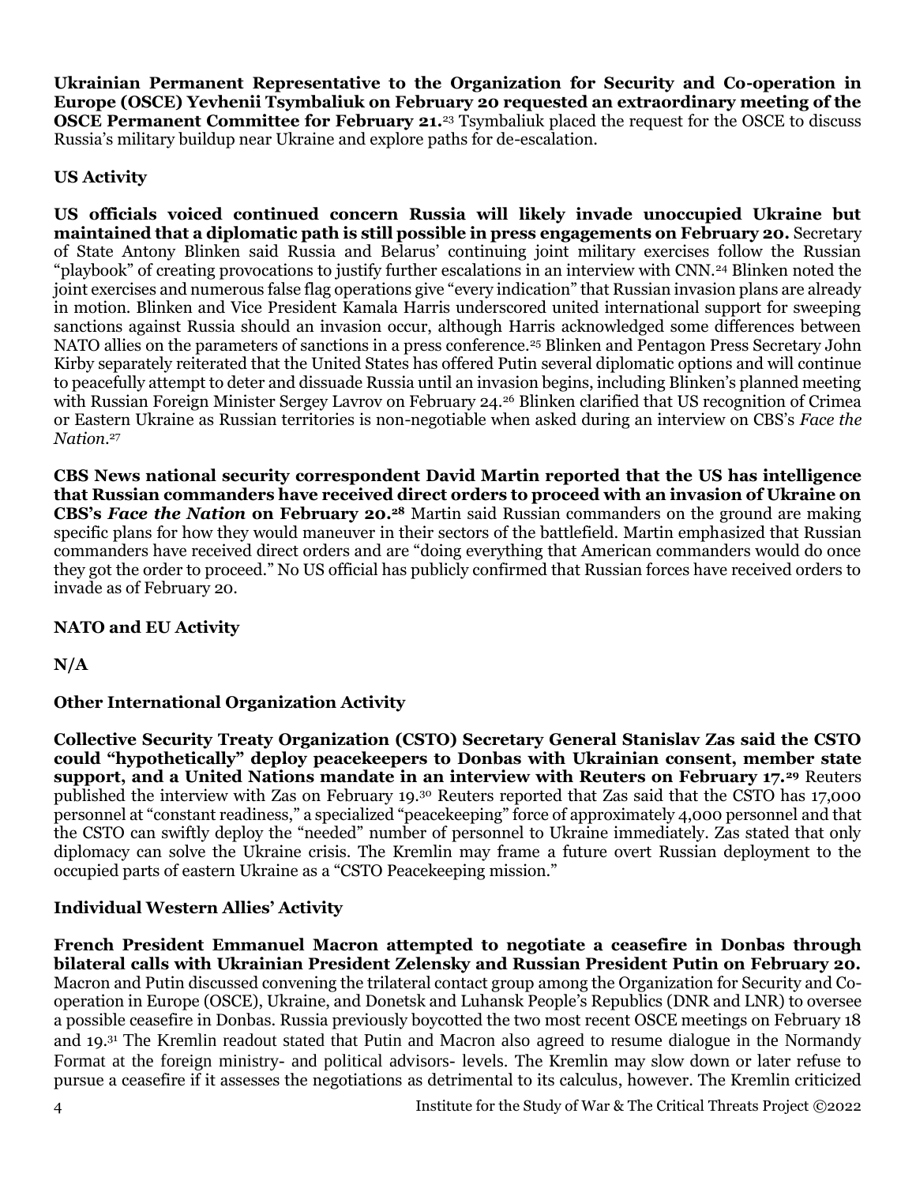**Ukrainian Permanent Representative to the Organization for Security and Co-operation in Europe (OSCE) Yevhenii Tsymbaliuk on February 20 requested an extraordinary meeting of the OSCE Permanent Committee for February 21.**[23] Tsymbaliuk placed the request for the OSCE to discuss Russia's military buildup near Ukraine and explore paths for de-escalation.

## US Activity

**US officials voiced continued concern Russia will likely invade unoccupied Ukraine but maintained that a diplomatic path is still possible in press engagements on February 20.** Secretary of State Antony Blinken said Russia and Belarus' continuing joint military exercises follow the Russian "playbook" of creating provocations to justify further escalations in an interview with CNN.[24] Blinken noted the joint exercises and numerous false flag operations give "every indication" that Russian invasion plans are already in motion. Blinken and Vice President Kamala Harris underscored united international support for sweeping sanctions against Russia should an invasion occur, although Harris acknowledged some differences between NATO allies on the parameters of sanctions in a press conference.[25] Blinken and Pentagon Press Secretary John Kirby separately reiterated that the United States has offered Putin several diplomatic options and will continue to peacefully attempt to deter and dissuade Russia until an invasion begins, including Blinken's planned meeting with Russian Foreign Minister Sergey Lavrov on February 24.[26] Blinken clarified that US recognition of Crimea or Eastern Ukraine as Russian territories is non-negotiable when asked during an interview on CBS's *Face the Nation*.[27]

**CBS News national security correspondent David Martin reported that the US has intelligence that Russian commanders have received direct orders to proceed with an invasion of Ukraine on CBS's *Face the Nation* on February 20.**[28] Martin said Russian commanders on the ground are making specific plans for how they would maneuver in their sectors of the battlefield. Martin emphasized that Russian commanders have received direct orders and are "doing everything that American commanders would do once they got the order to proceed." No US official has publicly confirmed that Russian forces have received orders to invade as of February 20.

## NATO and EU Activity

**N/A**

## Other International Organization Activity

**Collective Security Treaty Organization (CSTO) Secretary General Stanislav Zas said the CSTO could "hypothetically" deploy peacekeepers to Donbas with Ukrainian consent, member state support, and a United Nations mandate in an interview with Reuters on February 17.**[29] Reuters published the interview with Zas on February 19.[30] Reuters reported that Zas said that the CSTO has 17,000 personnel at "constant readiness," a specialized "peacekeeping" force of approximately 4,000 personnel and that the CSTO can swiftly deploy the "needed" number of personnel to Ukraine immediately. Zas stated that only diplomacy can solve the Ukraine crisis. The Kremlin may frame a future overt Russian deployment to the occupied parts of eastern Ukraine as a "CSTO Peacekeeping mission."

## Individual Western Allies' Activity

**French President Emmanuel Macron attempted to negotiate a ceasefire in Donbas through bilateral calls with Ukrainian President Zelensky and Russian President Putin on February 20.** Macron and Putin discussed convening the trilateral contact group among the Organization for Security and Co-operation in Europe (OSCE), Ukraine, and Donetsk and Luhansk People's Republics (DNR and LNR) to oversee a possible ceasefire in Donbas. Russia previously boycotted the two most recent OSCE meetings on February 18 and 19.[31] The Kremlin readout stated that Putin and Macron also agreed to resume dialogue in the Normandy Format at the foreign ministry- and political advisors- levels. The Kremlin may slow down or later refuse to pursue a ceasefire if it assesses the negotiations as detrimental to its calculus, however. The Kremlin criticized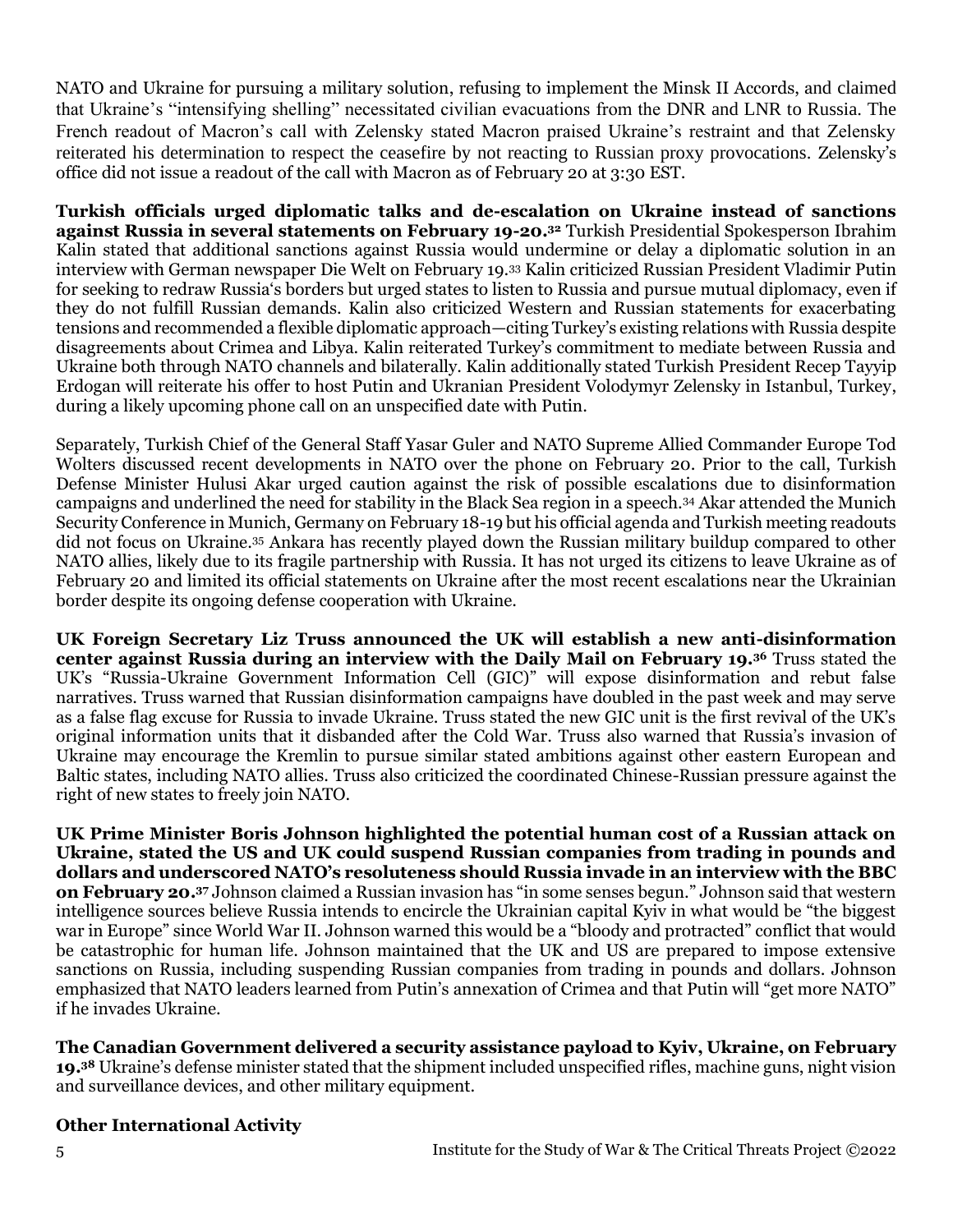NATO and Ukraine for pursuing a military solution, refusing to implement the Minsk II Accords, and claimed that Ukraine's "intensifying shelling" necessitated civilian evacuations from the DNR and LNR to Russia. The French readout of Macron's call with Zelensky stated Macron praised Ukraine's restraint and that Zelensky reiterated his determination to respect the ceasefire by not reacting to Russian proxy provocations. Zelensky's office did not issue a readout of the call with Macron as of February 20 at 3:30 EST.

**Turkish officials urged diplomatic talks and de-escalation on Ukraine instead of sanctions against Russia in several statements on February 19-20.[32]** Turkish Presidential Spokesperson Ibrahim Kalin stated that additional sanctions against Russia would undermine or delay a diplomatic solution in an interview with German newspaper Die Welt on February 19.[33] Kalin criticized Russian President Vladimir Putin for seeking to redraw Russia's borders but urged states to listen to Russia and pursue mutual diplomacy, even if they do not fulfill Russian demands. Kalin also criticized Western and Russian statements for exacerbating tensions and recommended a flexible diplomatic approach—citing Turkey's existing relations with Russia despite disagreements about Crimea and Libya. Kalin reiterated Turkey's commitment to mediate between Russia and Ukraine both through NATO channels and bilaterally. Kalin additionally stated Turkish President Recep Tayyip Erdogan will reiterate his offer to host Putin and Ukranian President Volodymyr Zelensky in Istanbul, Turkey, during a likely upcoming phone call on an unspecified date with Putin.

Separately, Turkish Chief of the General Staff Yasar Guler and NATO Supreme Allied Commander Europe Tod Wolters discussed recent developments in NATO over the phone on February 20. Prior to the call, Turkish Defense Minister Hulusi Akar urged caution against the risk of possible escalations due to disinformation campaigns and underlined the need for stability in the Black Sea region in a speech.[34] Akar attended the Munich Security Conference in Munich, Germany on February 18-19 but his official agenda and Turkish meeting readouts did not focus on Ukraine.[35] Ankara has recently played down the Russian military buildup compared to other NATO allies, likely due to its fragile partnership with Russia. It has not urged its citizens to leave Ukraine as of February 20 and limited its official statements on Ukraine after the most recent escalations near the Ukrainian border despite its ongoing defense cooperation with Ukraine.

**UK Foreign Secretary Liz Truss announced the UK will establish a new anti-disinformation center against Russia during an interview with the Daily Mail on February 19.[36]** Truss stated the UK's "Russia-Ukraine Government Information Cell (GIC)" will expose disinformation and rebut false narratives. Truss warned that Russian disinformation campaigns have doubled in the past week and may serve as a false flag excuse for Russia to invade Ukraine. Truss stated the new GIC unit is the first revival of the UK's original information units that it disbanded after the Cold War. Truss also warned that Russia's invasion of Ukraine may encourage the Kremlin to pursue similar stated ambitions against other eastern European and Baltic states, including NATO allies. Truss also criticized the coordinated Chinese-Russian pressure against the right of new states to freely join NATO.

**UK Prime Minister Boris Johnson highlighted the potential human cost of a Russian attack on Ukraine, stated the US and UK could suspend Russian companies from trading in pounds and dollars and underscored NATO's resoluteness should Russia invade in an interview with the BBC on February 20.[37]** Johnson claimed a Russian invasion has "in some senses begun." Johnson said that western intelligence sources believe Russia intends to encircle the Ukrainian capital Kyiv in what would be "the biggest war in Europe" since World War II. Johnson warned this would be a "bloody and protracted" conflict that would be catastrophic for human life. Johnson maintained that the UK and US are prepared to impose extensive sanctions on Russia, including suspending Russian companies from trading in pounds and dollars. Johnson emphasized that NATO leaders learned from Putin's annexation of Crimea and that Putin will "get more NATO" if he invades Ukraine.

**The Canadian Government delivered a security assistance payload to Kyiv, Ukraine, on February 19.[38]** Ukraine's defense minister stated that the shipment included unspecified rifles, machine guns, night vision and surveillance devices, and other military equipment.

**Other International Activity**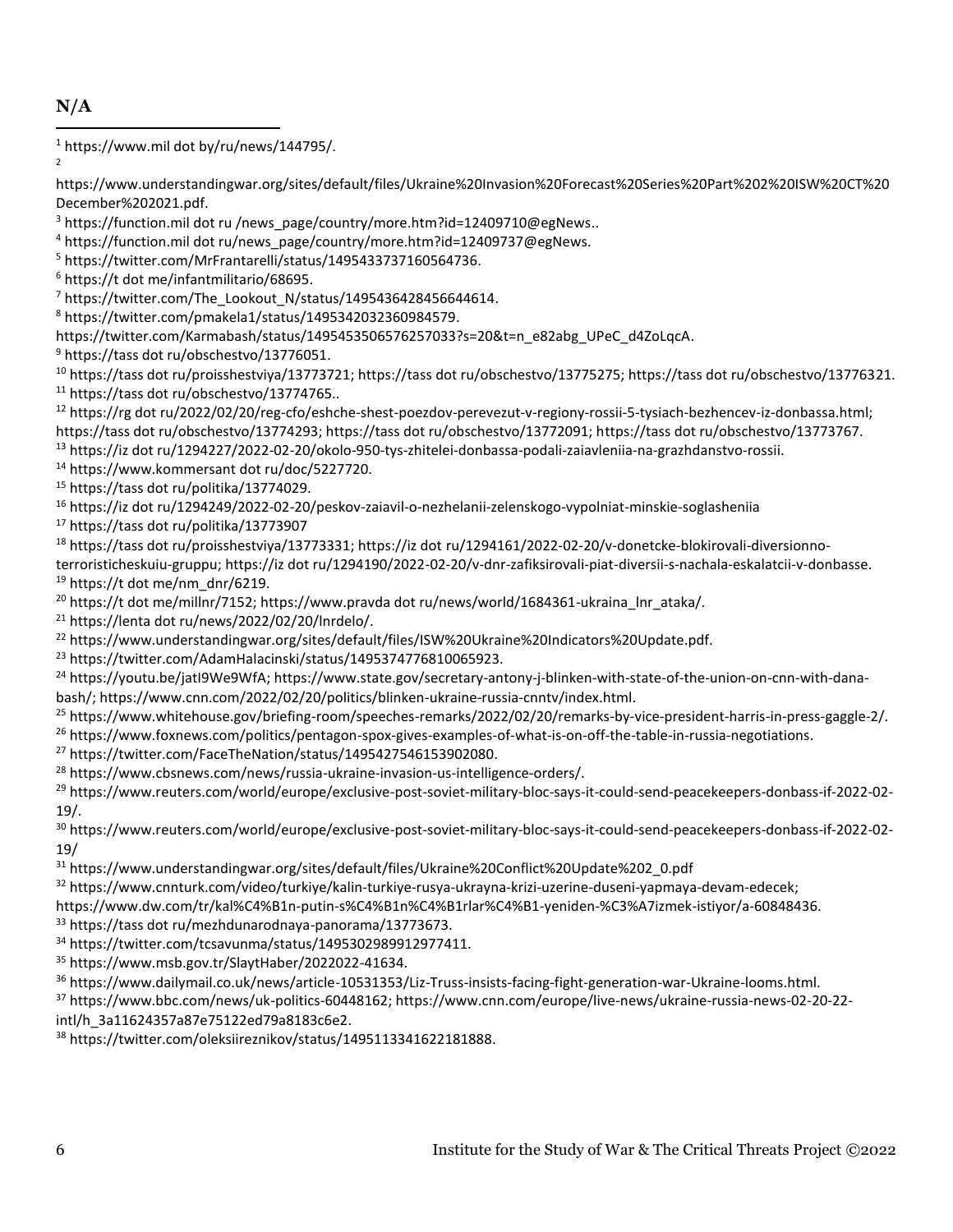**N/A**

[1] https://www.mil dot by/ru/news/144795/.

[2] https://www.understandingwar.org/sites/default/files/Ukraine%20Invasion%20Forecast%20Series%20Part%202%20ISW%20CT%20December%202021.pdf.

[3] https://function.mil dot ru /news_page/country/more.htm?id=12409710@egNews..

[4] https://function.mil dot ru/news_page/country/more.htm?id=12409737@egNews.

[5] https://twitter.com/MrFrantarelli/status/1495433737160564736.

[6] https://t dot me/infantmilitario/68695.

[7] https://twitter.com/The_Lookout_N/status/1495436428456644614.

[8] https://twitter.com/pmakela1/status/1495342032360984579. https://twitter.com/Karmabash/status/1495453506576257033?s=20&t=n_e82abg_UPeC_d4ZoLqcA.

[9] https://tass dot ru/obschestvo/13776051.

[10] https://tass dot ru/proisshestviya/13773721; https://tass dot ru/obschestvo/13775275; https://tass dot ru/obschestvo/13776321.

[11] https://tass dot ru/obschestvo/13774765..

[12] https://rg dot ru/2022/02/20/reg-cfo/eshche-shest-poezdov-perevezut-v-regiony-rossii-5-tysiach-bezhencev-iz-donbassa.html; https://tass dot ru/obschestvo/13774293; https://tass dot ru/obschestvo/13772091; https://tass dot ru/obschestvo/13773767.

[13] https://iz dot ru/1294227/2022-02-20/okolo-950-tys-zhitelei-donbassa-podali-zaiavleniia-na-grazhdanstvo-rossii.

[14] https://www.kommersant dot ru/doc/5227720.

[15] https://tass dot ru/politika/13774029.

[16] https://iz dot ru/1294249/2022-02-20/peskov-zaiavil-o-nezhelanii-zelenskogo-vypolniat-minskie-soglasheniia

[17] https://tass dot ru/politika/13773907

[18] https://tass dot ru/proisshestviya/13773331; https://iz dot ru/1294161/2022-02-20/v-donetcke-blokirovali-diversionno-terroristicheskuiu-gruppu; https://iz dot ru/1294190/2022-02-20/v-dnr-zafiksirovali-piat-diversii-s-nachala-eskalatcii-v-donbasse.

[19] https://t dot me/nm_dnr/6219.

[20] https://t dot me/millnr/7152; https://www.pravda dot ru/news/world/1684361-ukraina_lnr_ataka/.

[21] https://lenta dot ru/news/2022/02/20/lnrdelo/.

[22] https://www.understandingwar.org/sites/default/files/ISW%20Ukraine%20Indicators%20Update.pdf.

[23] https://twitter.com/AdamHalacinski/status/1495374776810065923.

[24] https://youtu.be/jatI9We9WfA; https://www.state.gov/secretary-antony-j-blinken-with-state-of-the-union-on-cnn-with-dana-bash/; https://www.cnn.com/2022/02/20/politics/blinken-ukraine-russia-cnntv/index.html.

[25] https://www.whitehouse.gov/briefing-room/speeches-remarks/2022/02/20/remarks-by-vice-president-harris-in-press-gaggle-2/.

[26] https://www.foxnews.com/politics/pentagon-spox-gives-examples-of-what-is-on-off-the-table-in-russia-negotiations.

[27] https://twitter.com/FaceTheNation/status/1495427546153902080.

[28] https://www.cbsnews.com/news/russia-ukraine-invasion-us-intelligence-orders/.

[29] https://www.reuters.com/world/europe/exclusive-post-soviet-military-bloc-says-it-could-send-peacekeepers-donbass-if-2022-02-19/.

[30] https://www.reuters.com/world/europe/exclusive-post-soviet-military-bloc-says-it-could-send-peacekeepers-donbass-if-2022-02-19/

[31] https://www.understandingwar.org/sites/default/files/Ukraine%20Conflict%20Update%202_0.pdf

[32] https://www.cnnturk.com/video/turkiye/kalin-turkiye-rusya-ukrayna-krizi-uzerine-duseni-yapmaya-devam-edecek; https://www.dw.com/tr/kal%C4%B1n-putin-s%C4%B1n%C4%B1rlar%C4%B1-yeniden-%C3%A7izmek-istiyor/a-60848436.

[33] https://tass dot ru/mezhdunarodnaya-panorama/13773673.

[34] https://twitter.com/tcsavunma/status/1495302989912977411.

[35] https://www.msb.gov.tr/SlaytHaber/2022022-41634.

[36] https://www.dailymail.co.uk/news/article-10531353/Liz-Truss-insists-facing-fight-generation-war-Ukraine-looms.html.

[37] https://www.bbc.com/news/uk-politics-60448162; https://www.cnn.com/europe/live-news/ukraine-russia-news-02-20-22-intl/h_3a11624357a87e75122ed79a8183c6e2.

[38] https://twitter.com/oleksiireznikov/status/1495113341622181888.